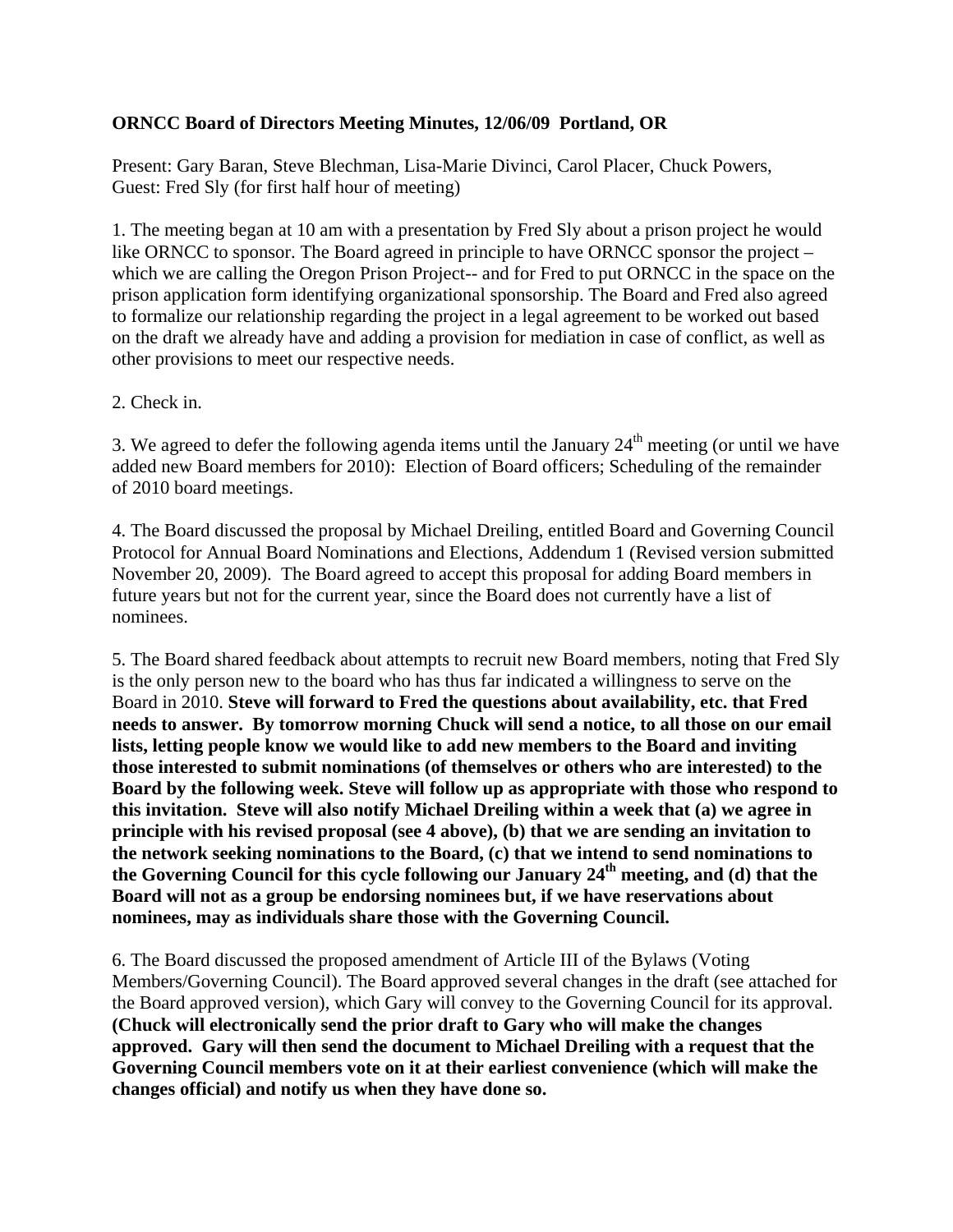**ORNCC Board of Directors Meeting Minutes, 12/06/09 Portland, OR**

Present: Gary Baran, Steve Blechman, Lisa-Marie Divinci, Carol Placer, Chuck Powers,
Guest: Fred Sly (for first half hour of meeting)

1. The meeting began at 10 am with a presentation by Fred Sly about a prison project he would like ORNCC to sponsor. The Board agreed in principle to have ORNCC sponsor the project – which we are calling the Oregon Prison Project-- and for Fred to put ORNCC in the space on the prison application form identifying organizational sponsorship. The Board and Fred also agreed to formalize our relationship regarding the project in a legal agreement to be worked out based on the draft we already have and adding a provision for mediation in case of conflict, as well as other provisions to meet our respective needs.

2. Check in.

3. We agreed to defer the following agenda items until the January 24th meeting (or until we have added new Board members for 2010): Election of Board officers; Scheduling of the remainder of 2010 board meetings.

4. The Board discussed the proposal by Michael Dreiling, entitled Board and Governing Council Protocol for Annual Board Nominations and Elections, Addendum 1 (Revised version submitted November 20, 2009). The Board agreed to accept this proposal for adding Board members in future years but not for the current year, since the Board does not currently have a list of nominees.

5. The Board shared feedback about attempts to recruit new Board members, noting that Fred Sly is the only person new to the board who has thus far indicated a willingness to serve on the Board in 2010. **Steve will forward to Fred the questions about availability, etc. that Fred needs to answer. By tomorrow morning Chuck will send a notice, to all those on our email lists, letting people know we would like to add new members to the Board and inviting those interested to submit nominations (of themselves or others who are interested) to the Board by the following week. Steve will follow up as appropriate with those who respond to this invitation. Steve will also notify Michael Dreiling within a week that (a) we agree in principle with his revised proposal (see 4 above), (b) that we are sending an invitation to the network seeking nominations to the Board, (c) that we intend to send nominations to the Governing Council for this cycle following our January 24th meeting, and (d) that the Board will not as a group be endorsing nominees but, if we have reservations about nominees, may as individuals share those with the Governing Council.**

6. The Board discussed the proposed amendment of Article III of the Bylaws (Voting Members/Governing Council). The Board approved several changes in the draft (see attached for the Board approved version), which Gary will convey to the Governing Council for its approval. **(Chuck will electronically send the prior draft to Gary who will make the changes approved. Gary will then send the document to Michael Dreiling with a request that the Governing Council members vote on it at their earliest convenience (which will make the changes official) and notify us when they have done so.**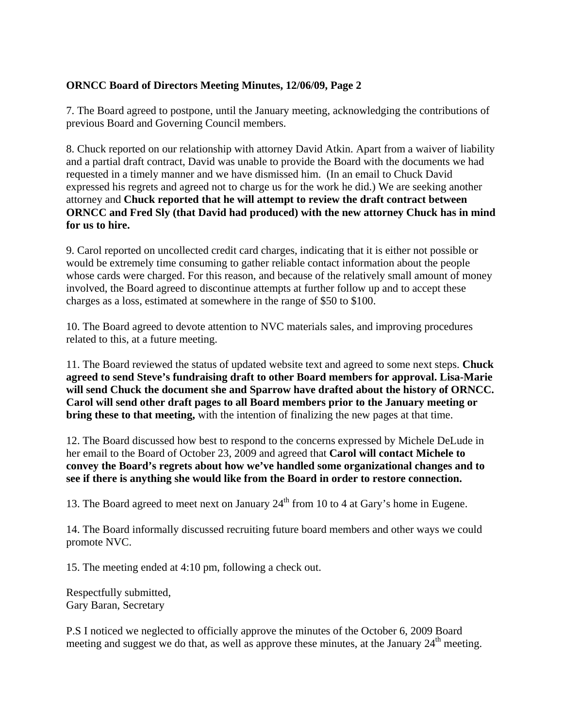**ORNCC Board of Directors Meeting Minutes, 12/06/09, Page 2**

7. The Board agreed to postpone, until the January meeting, acknowledging the contributions of previous Board and Governing Council members.

8. Chuck reported on our relationship with attorney David Atkin. Apart from a waiver of liability and a partial draft contract, David was unable to provide the Board with the documents we had requested in a timely manner and we have dismissed him. (In an email to Chuck David expressed his regrets and agreed not to charge us for the work he did.) We are seeking another attorney and **Chuck reported that he will attempt to review the draft contract between ORNCC and Fred Sly (that David had produced) with the new attorney Chuck has in mind for us to hire.**

9. Carol reported on uncollected credit card charges, indicating that it is either not possible or would be extremely time consuming to gather reliable contact information about the people whose cards were charged. For this reason, and because of the relatively small amount of money involved, the Board agreed to discontinue attempts at further follow up and to accept these charges as a loss, estimated at somewhere in the range of $50 to $100.

10. The Board agreed to devote attention to NVC materials sales, and improving procedures related to this, at a future meeting.

11. The Board reviewed the status of updated website text and agreed to some next steps. **Chuck agreed to send Steve's fundraising draft to other Board members for approval. Lisa-Marie will send Chuck the document she and Sparrow have drafted about the history of ORNCC. Carol will send other draft pages to all Board members prior to the January meeting or bring these to that meeting,** with the intention of finalizing the new pages at that time.

12. The Board discussed how best to respond to the concerns expressed by Michele DeLude in her email to the Board of October 23, 2009 and agreed that **Carol will contact Michele to convey the Board's regrets about how we've handled some organizational changes and to see if there is anything she would like from the Board in order to restore connection.**

13. The Board agreed to meet next on January 24th from 10 to 4 at Gary's home in Eugene.

14. The Board informally discussed recruiting future board members and other ways we could promote NVC.

15. The meeting ended at 4:10 pm, following a check out.

Respectfully submitted,
Gary Baran, Secretary

P.S I noticed we neglected to officially approve the minutes of the October 6, 2009 Board meeting and suggest we do that, as well as approve these minutes, at the January 24th meeting.